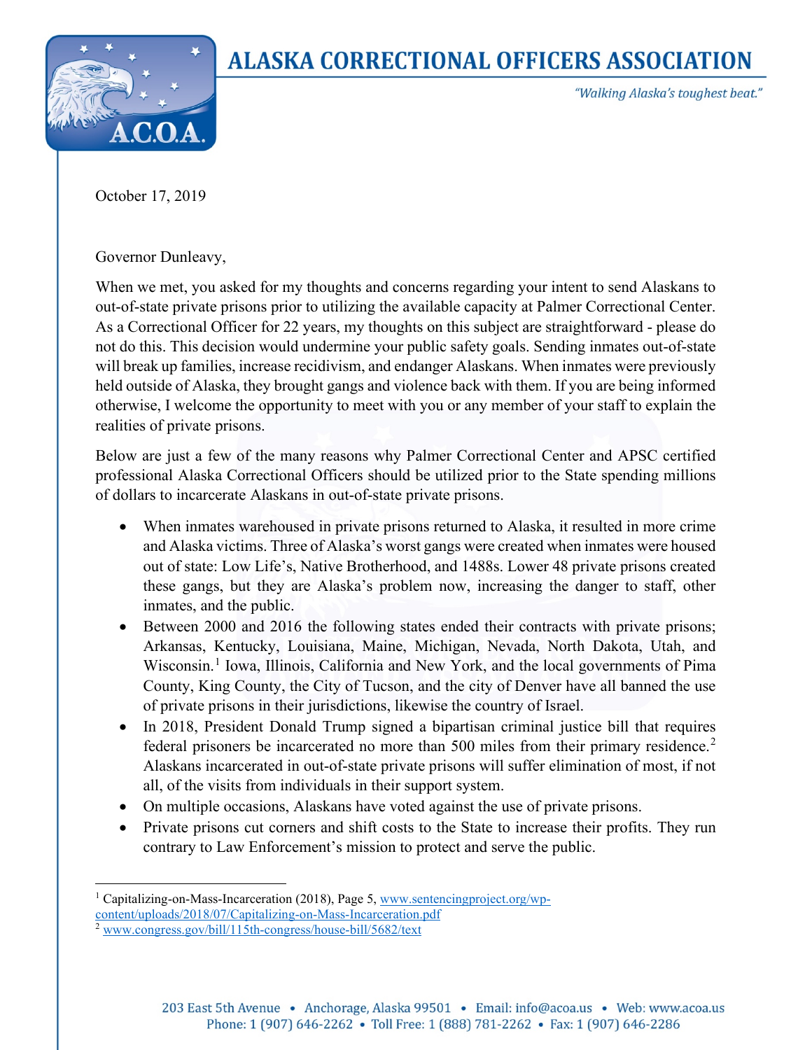# ALASKA CORRECTIONAL OFFICERS ASSOCIATION

*"Walking Alaska's toughest beat."*

October 17, 2019

Governor Dunleavy,

When we met, you asked for my thoughts and concerns regarding your intent to send Alaskans to out-of-state private prisons prior to utilizing the available capacity at Palmer Correctional Center. As a Correctional Officer for 22 years, my thoughts on this subject are straightforward - please do not do this. This decision would undermine your public safety goals. Sending inmates out-of-state will break up families, increase recidivism, and endanger Alaskans. When inmates were previously held outside of Alaska, they brought gangs and violence back with them. If you are being informed otherwise, I welcome the opportunity to meet with you or any member of your staff to explain the realities of private prisons.

Below are just a few of the many reasons why Palmer Correctional Center and APSC certified professional Alaska Correctional Officers should be utilized prior to the State spending millions of dollars to incarcerate Alaskans in out-of-state private prisons.

- When inmates warehoused in private prisons returned to Alaska, it resulted in more crime and Alaska victims. Three of Alaska's worst gangs were created when inmates were housed out of state: Low Life's, Native Brotherhood, and 1488s. Lower 48 private prisons created these gangs, but they are Alaska's problem now, increasing the danger to staff, other inmates, and the public.
- Between 2000 and 2016 the following states ended their contracts with private prisons; Arkansas, Kentucky, Louisiana, Maine, Michigan, Nevada, North Dakota, Utah, and Wisconsin.[1] Iowa, Illinois, California and New York, and the local governments of Pima County, King County, the City of Tucson, and the city of Denver have all banned the use of private prisons in their jurisdictions, likewise the country of Israel.
- In 2018, President Donald Trump signed a bipartisan criminal justice bill that requires federal prisoners be incarcerated no more than 500 miles from their primary residence.[2] Alaskans incarcerated in out-of-state private prisons will suffer elimination of most, if not all, of the visits from individuals in their support system.
- On multiple occasions, Alaskans have voted against the use of private prisons.
- Private prisons cut corners and shift costs to the State to increase their profits. They run contrary to Law Enforcement's mission to protect and serve the public.

---

[1] Capitalizing-on-Mass-Incarceration (2018), Page 5, www.sentencingproject.org/wp-content/uploads/2018/07/Capitalizing-on-Mass-Incarceration.pdf

[2] www.congress.gov/bill/115th-congress/house-bill/5682/text

203 East 5th Avenue • Anchorage, Alaska 99501 • Email: info@acoa.us • Web: www.acoa.us
Phone: 1 (907) 646-2262 • Toll Free: 1 (888) 781-2262 • Fax: 1 (907) 646-2286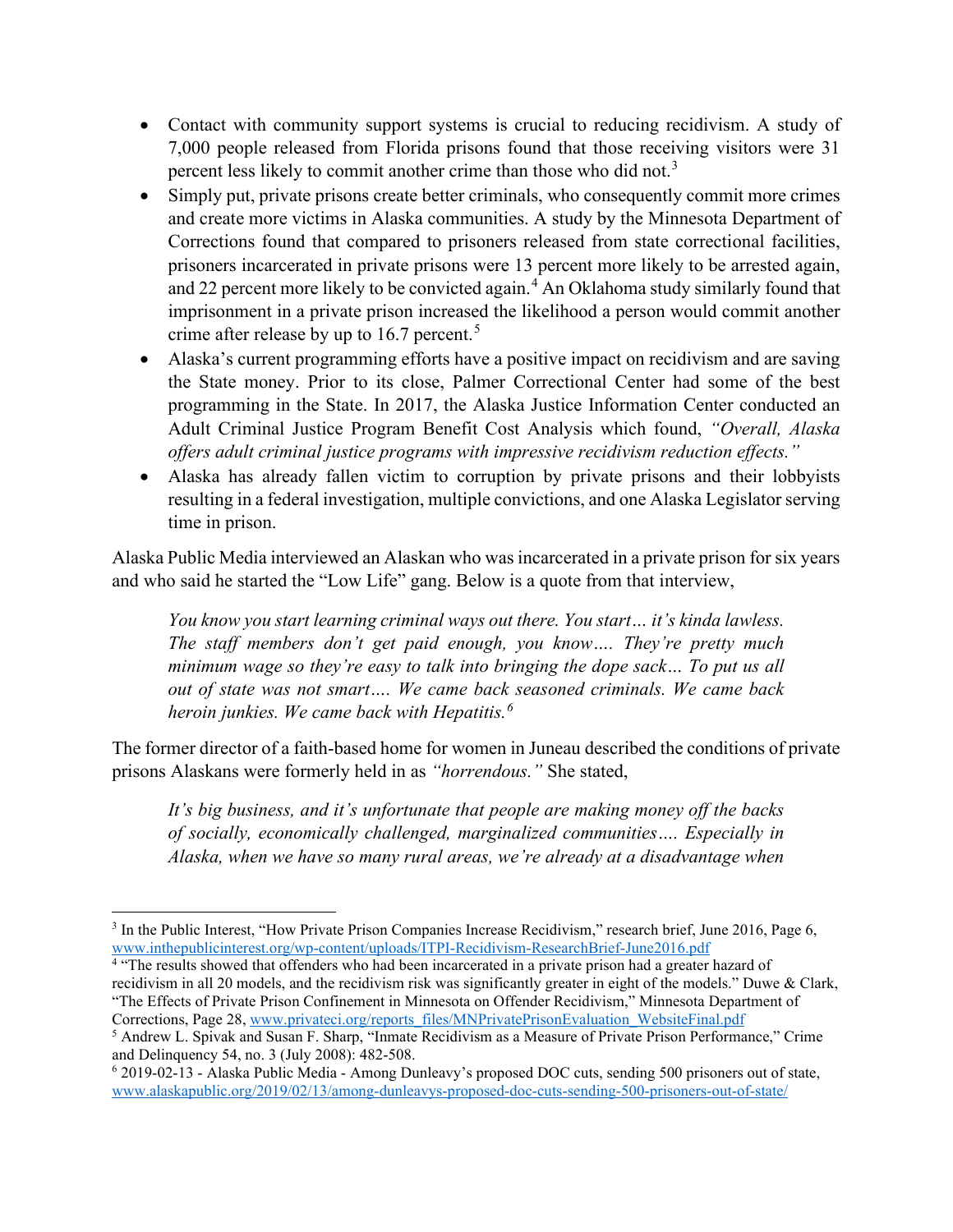- Contact with community support systems is crucial to reducing recidivism. A study of 7,000 people released from Florida prisons found that those receiving visitors were 31 percent less likely to commit another crime than those who did not.[3]
- Simply put, private prisons create better criminals, who consequently commit more crimes and create more victims in Alaska communities. A study by the Minnesota Department of Corrections found that compared to prisoners released from state correctional facilities, prisoners incarcerated in private prisons were 13 percent more likely to be arrested again, and 22 percent more likely to be convicted again.[4] An Oklahoma study similarly found that imprisonment in a private prison increased the likelihood a person would commit another crime after release by up to 16.7 percent.[5]
- Alaska's current programming efforts have a positive impact on recidivism and are saving the State money. Prior to its close, Palmer Correctional Center had some of the best programming in the State. In 2017, the Alaska Justice Information Center conducted an Adult Criminal Justice Program Benefit Cost Analysis which found, *"Overall, Alaska offers adult criminal justice programs with impressive recidivism reduction effects."*
- Alaska has already fallen victim to corruption by private prisons and their lobbyists resulting in a federal investigation, multiple convictions, and one Alaska Legislator serving time in prison.

Alaska Public Media interviewed an Alaskan who was incarcerated in a private prison for six years and who said he started the "Low Life" gang. Below is a quote from that interview,

> *You know you start learning criminal ways out there. You start… it's kinda lawless. The staff members don't get paid enough, you know…. They're pretty much minimum wage so they're easy to talk into bringing the dope sack… To put us all out of state was not smart…. We came back seasoned criminals. We came back heroin junkies. We came back with Hepatitis.*[6]

The former director of a faith-based home for women in Juneau described the conditions of private prisons Alaskans were formerly held in as *"horrendous."* She stated,

> *It's big business, and it's unfortunate that people are making money off the backs of socially, economically challenged, marginalized communities…. Especially in Alaska, when we have so many rural areas, we're already at a disadvantage when*

---

[3] In the Public Interest, "How Private Prison Companies Increase Recidivism," research brief, June 2016, Page 6, www.inthepublicinterest.org/wp-content/uploads/ITPI-Recidivism-ResearchBrief-June2016.pdf

[4] "The results showed that offenders who had been incarcerated in a private prison had a greater hazard of recidivism in all 20 models, and the recidivism risk was significantly greater in eight of the models." Duwe & Clark, "The Effects of Private Prison Confinement in Minnesota on Offender Recidivism," Minnesota Department of Corrections, Page 28, www.privateci.org/reports_files/MNPrivatePrisonEvaluation_WebsiteFinal.pdf

[5] Andrew L. Spivak and Susan F. Sharp, "Inmate Recidivism as a Measure of Private Prison Performance," Crime and Delinquency 54, no. 3 (July 2008): 482-508.

[6] 2019-02-13 - Alaska Public Media - Among Dunleavy's proposed DOC cuts, sending 500 prisoners out of state, www.alaskapublic.org/2019/02/13/among-dunleavys-proposed-doc-cuts-sending-500-prisoners-out-of-state/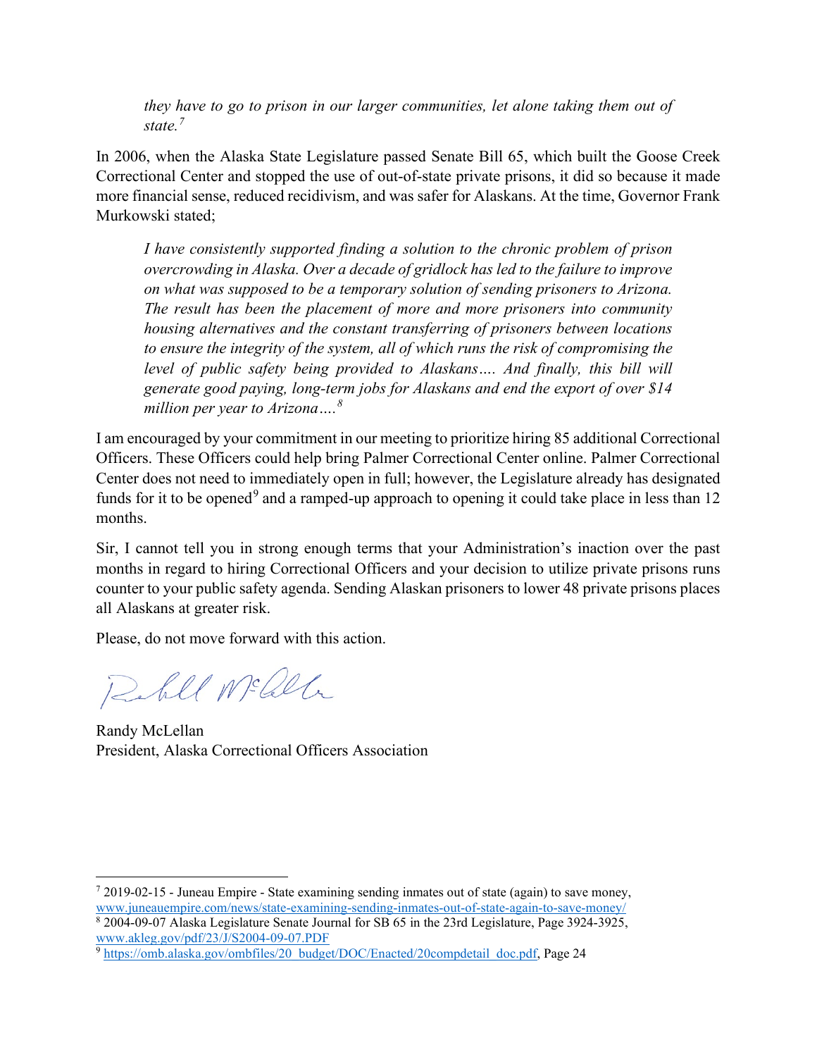*they have to go to prison in our larger communities, let alone taking them out of state.*[7]

In 2006, when the Alaska State Legislature passed Senate Bill 65, which built the Goose Creek Correctional Center and stopped the use of out-of-state private prisons, it did so because it made more financial sense, reduced recidivism, and was safer for Alaskans. At the time, Governor Frank Murkowski stated;

> *I have consistently supported finding a solution to the chronic problem of prison overcrowding in Alaska. Over a decade of gridlock has led to the failure to improve on what was supposed to be a temporary solution of sending prisoners to Arizona. The result has been the placement of more and more prisoners into community housing alternatives and the constant transferring of prisoners between locations to ensure the integrity of the system, all of which runs the risk of compromising the level of public safety being provided to Alaskans…. And finally, this bill will generate good paying, long-term jobs for Alaskans and end the export of over $14 million per year to Arizona….*[8]

I am encouraged by your commitment in our meeting to prioritize hiring 85 additional Correctional Officers. These Officers could help bring Palmer Correctional Center online. Palmer Correctional Center does not need to immediately open in full; however, the Legislature already has designated funds for it to be opened[9] and a ramped-up approach to opening it could take place in less than 12 months.

Sir, I cannot tell you in strong enough terms that your Administration's inaction over the past months in regard to hiring Correctional Officers and your decision to utilize private prisons runs counter to your public safety agenda. Sending Alaskan prisoners to lower 48 private prisons places all Alaskans at greater risk.

Please, do not move forward with this action.

Randy McLellan
President, Alaska Correctional Officers Association

---

[7] 2019-02-15 - Juneau Empire - State examining sending inmates out of state (again) to save money, www.juneauempire.com/news/state-examining-sending-inmates-out-of-state-again-to-save-money/

[8] 2004-09-07 Alaska Legislature Senate Journal for SB 65 in the 23rd Legislature, Page 3924-3925, www.akleg.gov/pdf/23/J/S2004-09-07.PDF

[9] https://omb.alaska.gov/ombfiles/20_budget/DOC/Enacted/20compdetail_doc.pdf, Page 24